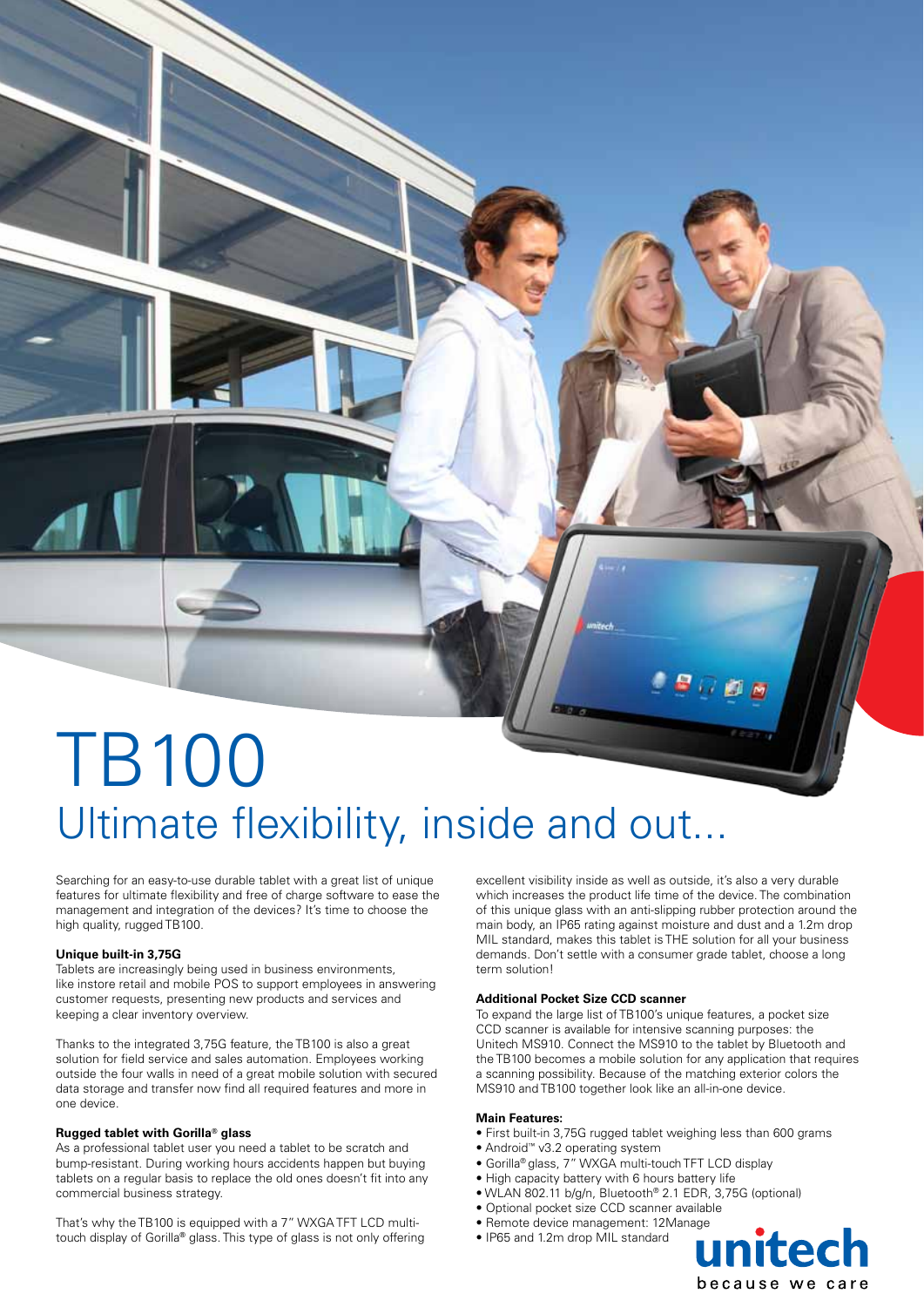# TB100

## Ultimate flexibility, inside and out...

Searching for an easy-to-use durable tablet with a great list of unique features for ultimate flexibility and free of charge software to ease the management and integration of the devices? It's time to choose the high quality, rugged TB100.

**Unique built-in 3,75G**

Tablets are increasingly being used in business environments, like instore retail and mobile POS to support employees in answering customer requests, presenting new products and services and keeping a clear inventory overview.

Thanks to the integrated 3,75G feature, the TB100 is also a great solution for field service and sales automation. Employees working outside the four walls in need of a great mobile solution with secured data storage and transfer now find all required features and more in one device.

**Rugged tablet with Gorilla® glass**

As a professional tablet user you need a tablet to be scratch and bump-resistant. During working hours accidents happen but buying tablets on a regular basis to replace the old ones doesn't fit into any commercial business strategy.

That's why the TB100 is equipped with a 7" WXGA TFT LCD multi-touch display of Gorilla® glass. This type of glass is not only offering excellent visibility inside as well as outside, it's also a very durable which increases the product life time of the device. The combination of this unique glass with an anti-slipping rubber protection around the main body, an IP65 rating against moisture and dust and a 1.2m drop MIL standard, makes this tablet is THE solution for all your business demands. Don't settle with a consumer grade tablet, choose a long term solution!

**Additional Pocket Size CCD scanner**

To expand the large list of TB100's unique features, a pocket size CCD scanner is available for intensive scanning purposes: the Unitech MS910. Connect the MS910 to the tablet by Bluetooth and the TB100 becomes a mobile solution for any application that requires a scanning possibility. Because of the matching exterior colors the MS910 and TB100 together look like an all-in-one device.

**Main Features:**

- First built-in 3,75G rugged tablet weighing less than 600 grams
- Android™ v3.2 operating system
- Gorilla® glass, 7" WXGA multi-touch TFT LCD display
- High capacity battery with 6 hours battery life
- WLAN 802.11 b/g/n, Bluetooth® 2.1 EDR, 3,75G (optional)
- Optional pocket size CCD scanner available
- Remote device management: 12Manage
- IP65 and 1.2m drop MIL standard

unitech
because we care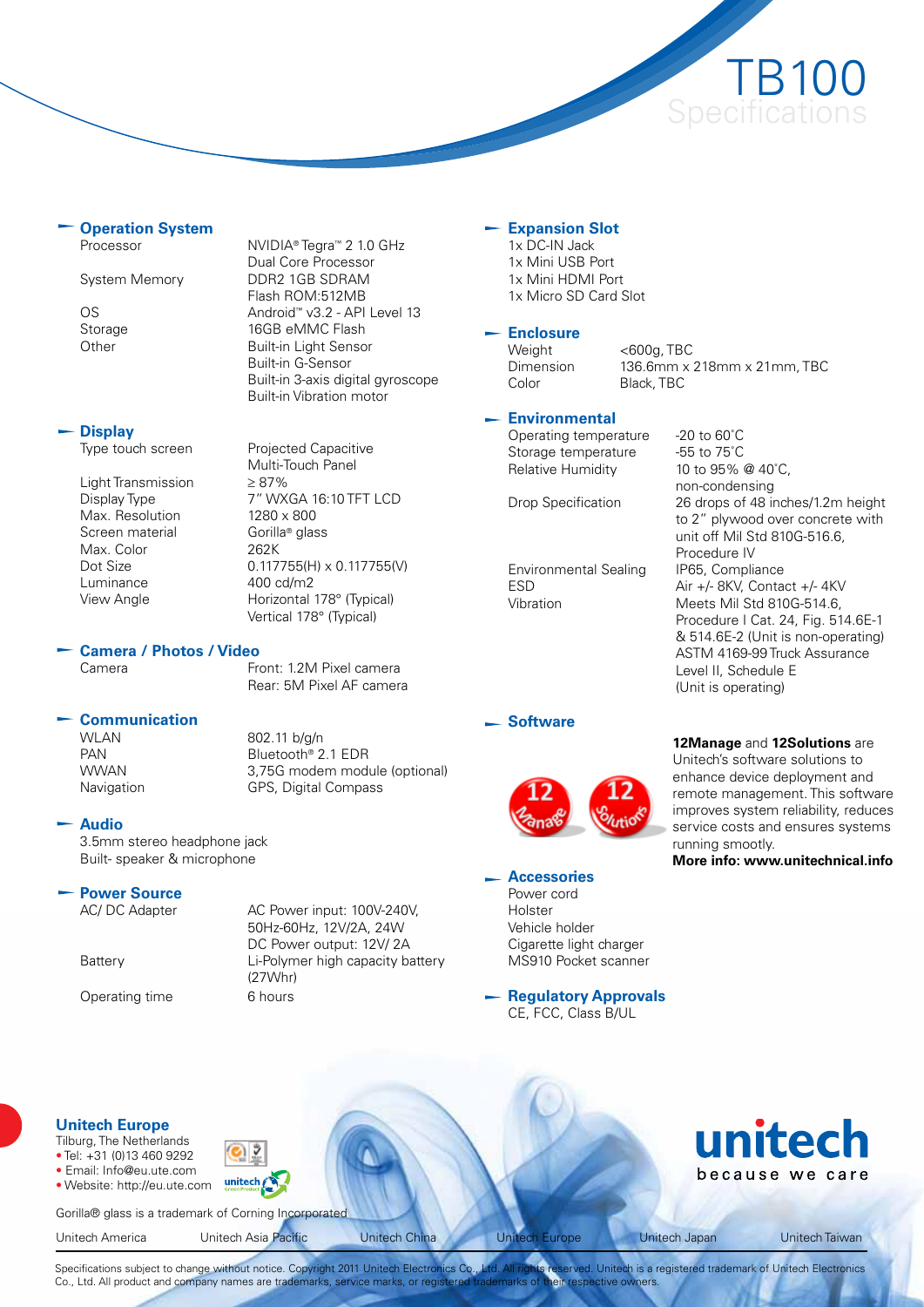# TB100
## Specifications

### Operation System

| | |
|---|---|
| Processor | NVIDIA® Tegra™ 2 1.0 GHz Dual Core Processor |
| System Memory | DDR2 1GB SDRAM<br>Flash ROM:512MB |
| OS | Android™ v3.2 - API Level 13 |
| Storage | 16GB eMMC Flash |
| Other | Built-in Light Sensor<br>Built-in G-Sensor<br>Built-in 3-axis digital gyroscope<br>Built-in Vibration motor |

### Display

| | |
|---|---|
| Type touch screen | Projected Capacitive Multi-Touch Panel |
| Light Transmission | ≥ 87% |
| Display Type | 7" WXGA 16:10 TFT LCD |
| Max. Resolution | 1280 x 800 |
| Screen material | Gorilla® glass |
| Max. Color | 262K |
| Dot Size | 0.117755(H) x 0.117755(V) |
| Luminance | 400 cd/m2 |
| View Angle | Horizontal 178° (Typical)<br>Vertical 178° (Typical) |

### Camera / Photos / Video

| | |
|---|---|
| Camera | Front: 1.2M Pixel camera<br>Rear: 5M Pixel AF camera |

### Communication

| | |
|---|---|
| WLAN | 802.11 b/g/n |
| PAN | Bluetooth® 2.1 EDR |
| WWAN | 3,75G modem module (optional) |
| Navigation | GPS, Digital Compass |

### Audio

3.5mm stereo headphone jack
Built- speaker & microphone

### Power Source

| | |
|---|---|
| AC/ DC Adapter | AC Power input: 100V-240V, 50Hz-60Hz, 12V/2A, 24W<br>DC Power output: 12V/ 2A |
| Battery | Li-Polymer high capacity battery (27Whr) |
| Operating time | 6 hours |

### Expansion Slot

1x DC-IN Jack
1x Mini USB Port
1x Mini HDMI Port
1x Micro SD Card Slot

### Enclosure

| | |
|---|---|
| Weight | <600g, TBC |
| Dimension | 136.6mm x 218mm x 21mm, TBC |
| Color | Black, TBC |

### Environmental

| | |
|---|---|
| Operating temperature | -20 to 60˚C |
| Storage temperature | -55 to 75˚C |
| Relative Humidity | 10 to 95% @ 40˚C, non-condensing |
| Drop Specification | 26 drops of 48 inches/1.2m height to 2" plywood over concrete with unit off Mil Std 810G-516.6, Procedure IV |
| Environmental Sealing | IP65, Compliance |
| ESD | Air +/- 8KV, Contact +/- 4KV |
| Vibration | Meets Mil Std 810G-514.6, Procedure I Cat. 24, Fig. 514.6E-1 & 514.6E-2 (Unit is non-operating)<br>ASTM 4169-99 Truck Assurance Level II, Schedule E (Unit is operating) |

### Software

**12Manage** and **12Solutions** are Unitech's software solutions to enhance device deployment and remote management. This software improves system reliability, reduces service costs and ensures systems running smoothly.
**More info: www.unitechnical.info**

### Accessories

Power cord
Holster
Vehicle holder
Cigarette light charger
MS910 Pocket scanner

### Regulatory Approvals

CE, FCC, Class B/UL

**Unitech Europe**
Tilburg, The Netherlands
- Tel: +31 (0)13 460 9292
- Email: Info@eu.ute.com
- Website: http://eu.ute.com

unitech
because we care

Gorilla® glass is a trademark of Corning Incorporated

Unitech America | Unitech Asia Pacific | Unitech China | Unitech Europe | Unitech Japan | Unitech Taiwan

Specifications subject to change without notice. Copyright 2011 Unitech Electronics Co., Ltd. All rights reserved. Unitech is a registered trademark of Unitech Electronics Co., Ltd. All product and company names are trademarks, service marks, or registered trademarks of their respective owners.